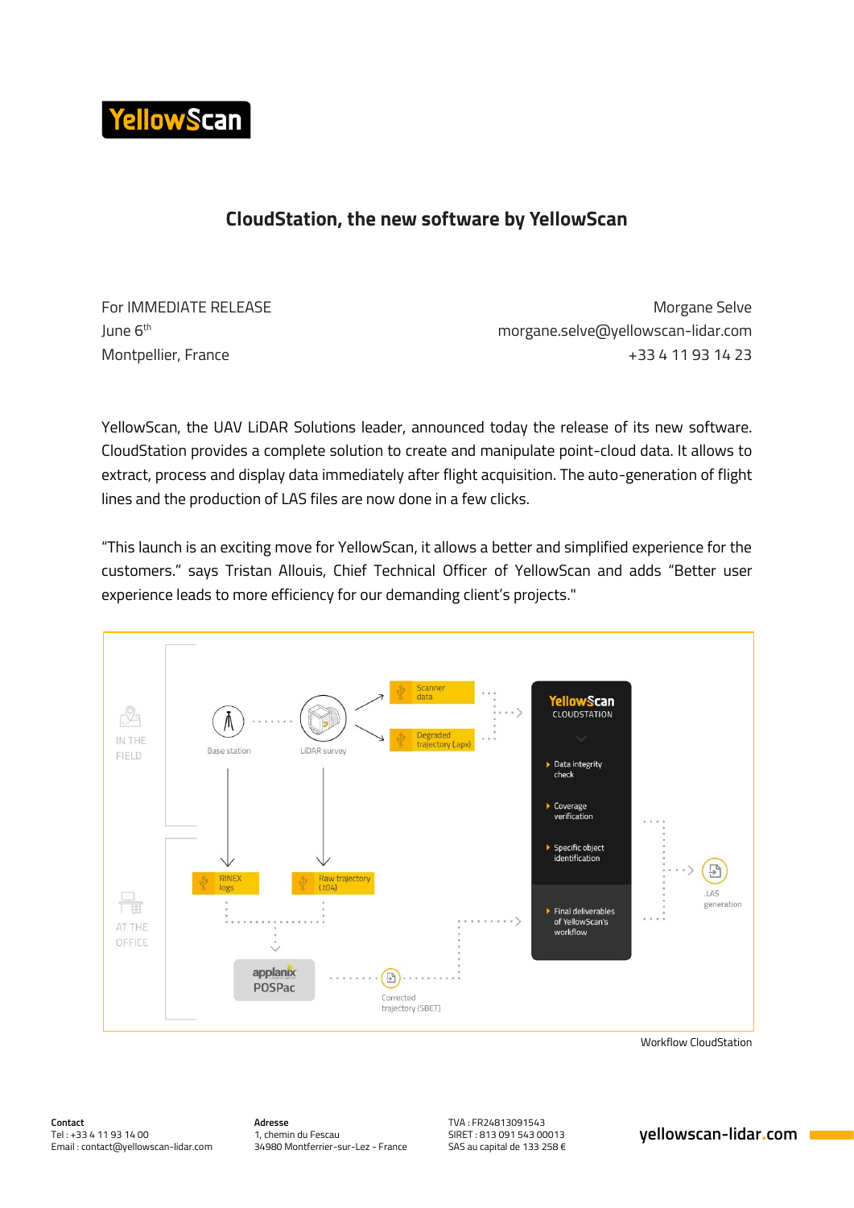YellowScan

# CloudStation, the new software by YellowScan

For IMMEDIATE RELEASE
June 6th
Montpellier, France

Morgane Selve
morgane.selve@yellowscan-lidar.com
+33 4 11 93 14 23

YellowScan, the UAV LiDAR Solutions leader, announced today the release of its new software. CloudStation provides a complete solution to create and manipulate point-cloud data. It allows to extract, process and display data immediately after flight acquisition. The auto-generation of flight lines and the production of LAS files are now done in a few clicks.

"This launch is an exciting move for YellowScan, it allows a better and simplified experience for the customers." says Tristan Allouis, Chief Technical Officer of YellowScan and adds "Better user experience leads to more efficiency for our demanding client's projects."

IN THE FIELD

Base station

LiDAR survey

Scanner data

Degraded trajectory (.apx)

AT THE OFFICE

RINEX logs

Raw trajectory (.t04)

applanix POSPac

Corrected trajectory (SBET)

YellowScan CLOUDSTATION

- Data integrity check
- Coverage verification
- Specific object identification
- Final deliverables of YellowScan's workflow

.LAS generation

Workflow CloudStation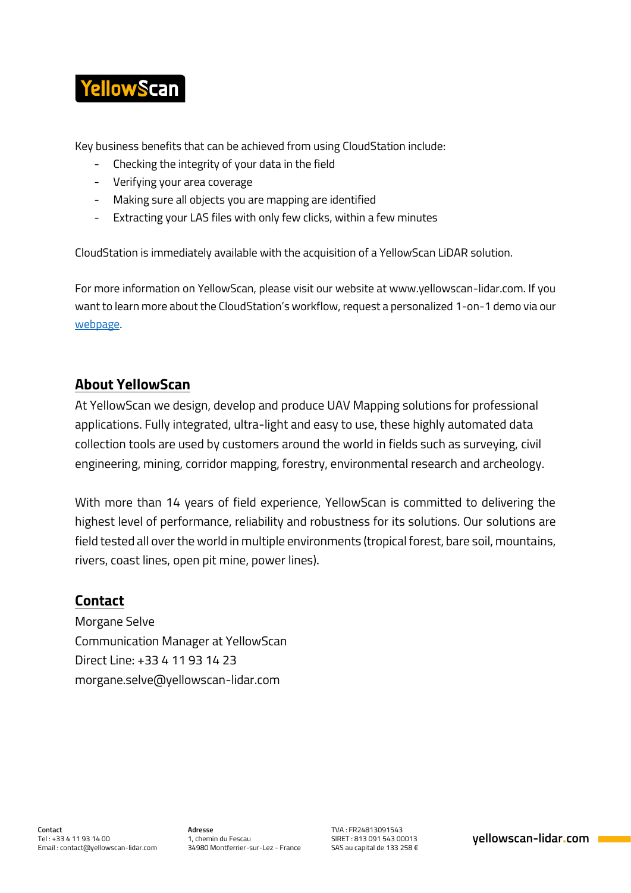Key business benefits that can be achieved from using CloudStation include:

- Checking the integrity of your data in the field
- Verifying your area coverage
- Making sure all objects you are mapping are identified
- Extracting your LAS files with only few clicks, within a few minutes

CloudStation is immediately available with the acquisition of a YellowScan LiDAR solution.

For more information on YellowScan, please visit our website at www.yellowscan-lidar.com. If you want to learn more about the CloudStation's workflow, request a personalized 1-on-1 demo via our webpage.

## About YellowScan

At YellowScan we design, develop and produce UAV Mapping solutions for professional applications. Fully integrated, ultra-light and easy to use, these highly automated data collection tools are used by customers around the world in fields such as surveying, civil engineering, mining, corridor mapping, forestry, environmental research and archeology.

With more than 14 years of field experience, YellowScan is committed to delivering the highest level of performance, reliability and robustness for its solutions. Our solutions are field tested all over the world in multiple environments (tropical forest, bare soil, mountains, rivers, coast lines, open pit mine, power lines).

## Contact

Morgane Selve
Communication Manager at YellowScan
Direct Line: +33 4 11 93 14 23
morgane.selve@yellowscan-lidar.com